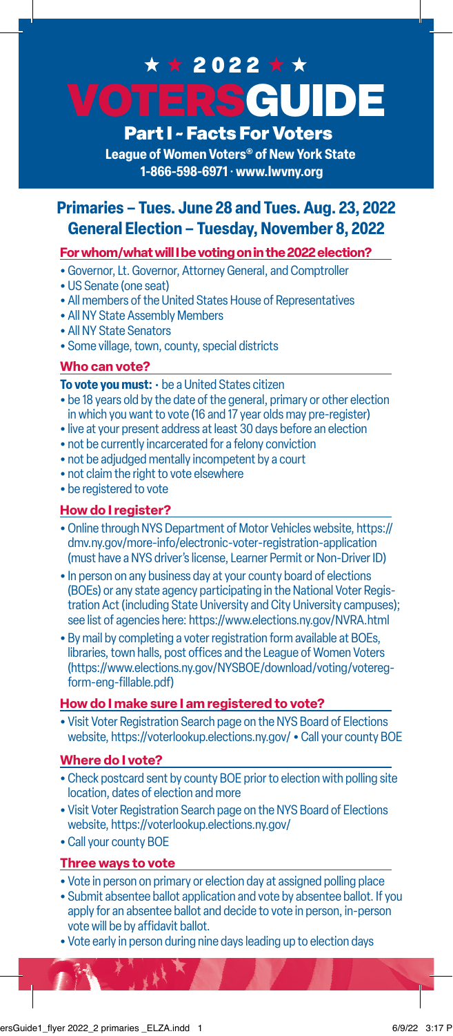# ★ ★ 2022 ★ ★ VOTERSGUIDE

## Part I ~ Facts For Voters

**League of Women Voters® of New York State**
**1-866-598-6971 · www.lwvny.org**

## Primaries – Tues. June 28 and Tues. Aug. 23, 2022
## General Election – Tuesday, November 8, 2022

### For whom/what will I be voting on in the 2022 election?

- Governor, Lt. Governor, Attorney General, and Comptroller
- US Senate (one seat)
- All members of the United States House of Representatives
- All NY State Assembly Members
- All NY State Senators
- Some village, town, county, special districts

### Who can vote?

**To vote you must:**
- be a United States citizen
- be 18 years old by the date of the general, primary or other election in which you want to vote (16 and 17 year olds may pre-register)
- live at your present address at least 30 days before an election
- not be currently incarcerated for a felony conviction
- not be adjudged mentally incompetent by a court
- not claim the right to vote elsewhere
- be registered to vote

### How do I register?

- Online through NYS Department of Motor Vehicles website, https://dmv.ny.gov/more-info/electronic-voter-registration-application (must have a NYS driver's license, Learner Permit or Non-Driver ID)
- In person on any business day at your county board of elections (BOEs) or any state agency participating in the National Voter Registration Act (including State University and City University campuses); see list of agencies here: https://www.elections.ny.gov/NVRA.html
- By mail by completing a voter registration form available at BOEs, libraries, town halls, post offices and the League of Women Voters (https://www.elections.ny.gov/NYSBOE/download/voting/voteregform-eng-fillable.pdf)

### How do I make sure I am registered to vote?

- Visit Voter Registration Search page on the NYS Board of Elections website, https://voterlookup.elections.ny.gov/
- Call your county BOE

### Where do I vote?

- Check postcard sent by county BOE prior to election with polling site location, dates of election and more
- Visit Voter Registration Search page on the NYS Board of Elections website, https://voterlookup.elections.ny.gov/
- Call your county BOE

### Three ways to vote

- Vote in person on primary or election day at assigned polling place
- Submit absentee ballot application and vote by absentee ballot. If you apply for an absentee ballot and decide to vote in person, in-person vote will be by affidavit ballot.
- Vote early in person during nine days leading up to election days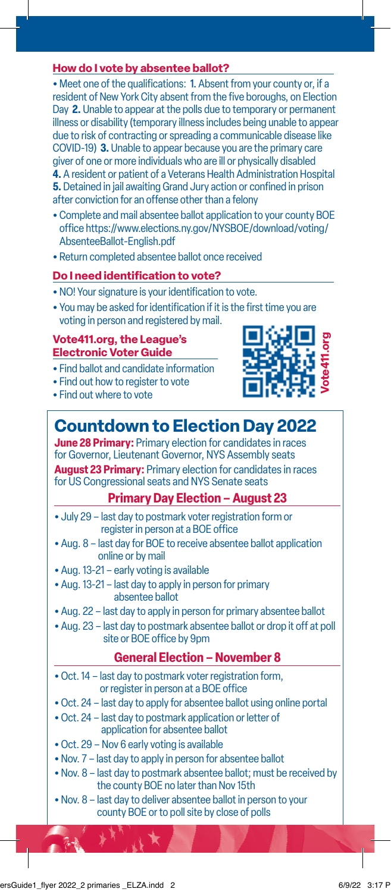### How do I vote by absentee ballot?

- Meet one of the qualifications: **1.** Absent from your county or, if a resident of New York City absent from the five boroughs, on Election Day **2.** Unable to appear at the polls due to temporary or permanent illness or disability (temporary illness includes being unable to appear due to risk of contracting or spreading a communicable disease like COVID-19) **3.** Unable to appear because you are the primary care giver of one or more individuals who are ill or physically disabled **4.** A resident or patient of a Veterans Health Administration Hospital **5.** Detained in jail awaiting Grand Jury action or confined in prison after conviction for an offense other than a felony
- Complete and mail absentee ballot application to your county BOE office https://www.elections.ny.gov/NYSBOE/download/voting/AbsenteeBallot-English.pdf
- Return completed absentee ballot once received

### Do I need identification to vote?

- NO! Your signature is your identification to vote.
- You may be asked for identification if it is the first time you are voting in person and registered by mail.

### Vote411.org, the League's Electronic Voter Guide

- Find ballot and candidate information
- Find out how to register to vote
- Find out where to vote

Vote411.org

## Countdown to Election Day 2022

**June 28 Primary:** Primary election for candidates in races for Governor, Lieutenant Governor, NYS Assembly seats

**August 23 Primary:** Primary election for candidates in races for US Congressional seats and NYS Senate seats

### Primary Day Election – August 23

- July 29 – last day to postmark voter registration form or register in person at a BOE office
- Aug. 8 – last day for BOE to receive absentee ballot application online or by mail
- Aug. 13-21 – early voting is available
- Aug. 13-21 – last day to apply in person for primary absentee ballot
- Aug. 22 – last day to apply in person for primary absentee ballot
- Aug. 23 – last day to postmark absentee ballot or drop it off at poll site or BOE office by 9pm

### General Election – November 8

- Oct. 14 – last day to postmark voter registration form, or register in person at a BOE office
- Oct. 24 – last day to apply for absentee ballot using online portal
- Oct. 24 – last day to postmark application or letter of application for absentee ballot
- Oct. 29 – Nov 6 early voting is available
- Nov. 7 – last day to apply in person for absentee ballot
- Nov. 8 – last day to postmark absentee ballot; must be received by the county BOE no later than Nov 15th
- Nov. 8 – last day to deliver absentee ballot in person to your county BOE or to poll site by close of polls